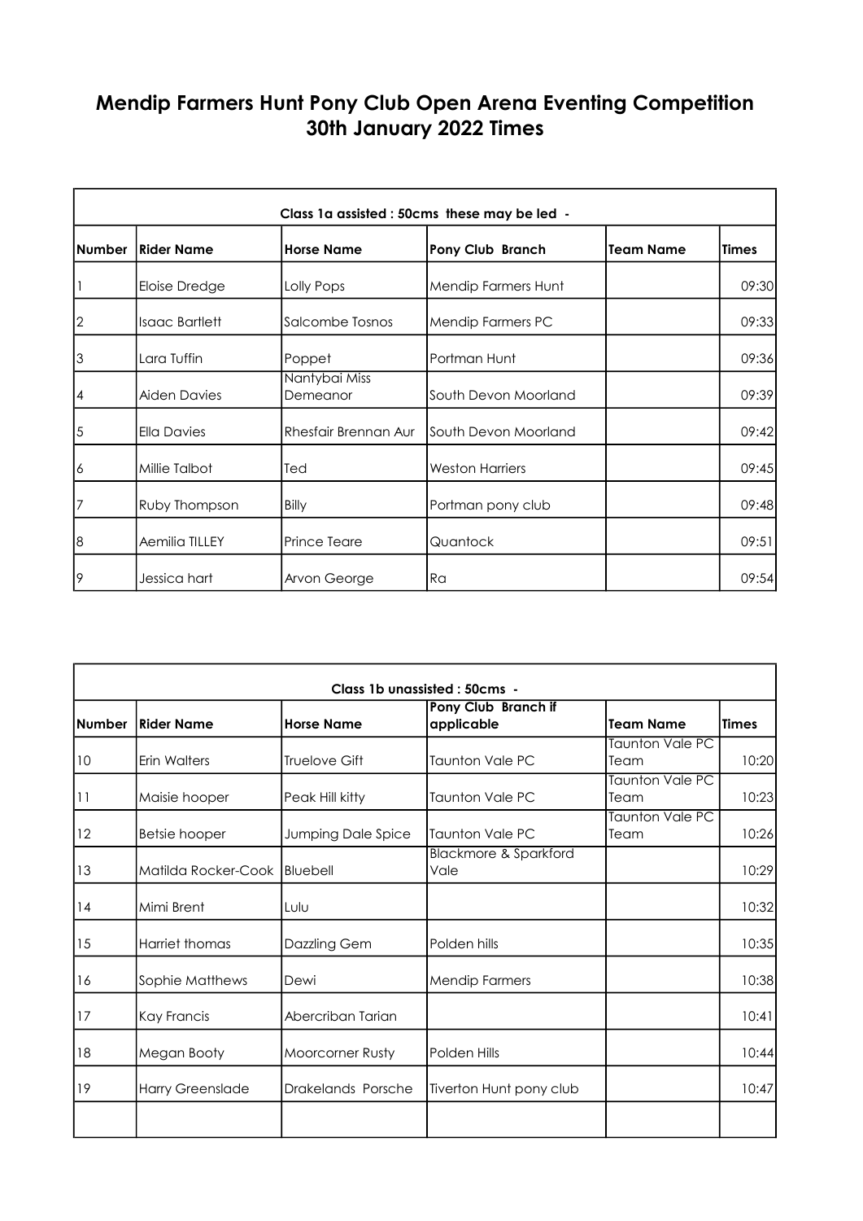# Mendip Farmers Hunt Pony Club Open Arena Eventing Competition 30th January 2022 Times

| Class 1a assisted : 50cms these may be led - | | | | | |
|---|---|---|---|---|---|
| **Number** | **Rider Name** | **Horse Name** | **Pony Club Branch** | **Team Name** | **Times** |
| 1 | Eloise Dredge | Lolly Pops | Mendip Farmers Hunt | | 09:30 |
| 2 | Isaac Bartlett | Salcombe Tosnos | Mendip Farmers PC | | 09:33 |
| 3 | Lara Tuffin | Poppet | Portman Hunt | | 09:36 |
| 4 | Aiden Davies | Nantybai Miss Demeanor | South Devon Moorland | | 09:39 |
| 5 | Ella Davies | Rhesfair Brennan Aur | South Devon Moorland | | 09:42 |
| 6 | Millie Talbot | Ted | Weston Harriers | | 09:45 |
| 7 | Ruby Thompson | Billy | Portman pony club | | 09:48 |
| 8 | Aemilia TILLEY | Prince Teare | Quantock | | 09:51 |
| 9 | Jessica hart | Arvon George | Ra | | 09:54 |

| Class 1b unassisted : 50cms - | | | | | |
|---|---|---|---|---|---|
| **Number** | **Rider Name** | **Horse Name** | **Pony Club Branch if applicable** | **Team Name** | **Times** |
| 10 | Erin Walters | Truelove Gift | Taunton Vale PC | Taunton Vale PC Team | 10:20 |
| 11 | Maisie hooper | Peak Hill kitty | Taunton Vale PC | Taunton Vale PC Team | 10:23 |
| 12 | Betsie hooper | Jumping Dale Spice | Taunton Vale PC | Taunton Vale PC Team | 10:26 |
| 13 | Matilda Rocker-Cook | Bluebell | Blackmore & Sparkford Vale | | 10:29 |
| 14 | Mimi Brent | Lulu | | | 10:32 |
| 15 | Harriet thomas | Dazzling Gem | Polden hills | | 10:35 |
| 16 | Sophie Matthews | Dewi | Mendip Farmers | | 10:38 |
| 17 | Kay Francis | Abercriban Tarian | | | 10:41 |
| 18 | Megan Booty | Moorcorner Rusty | Polden Hills | | 10:44 |
| 19 | Harry Greenslade | Drakelands Porsche | Tiverton Hunt pony club | | 10:47 |
| | | | | | |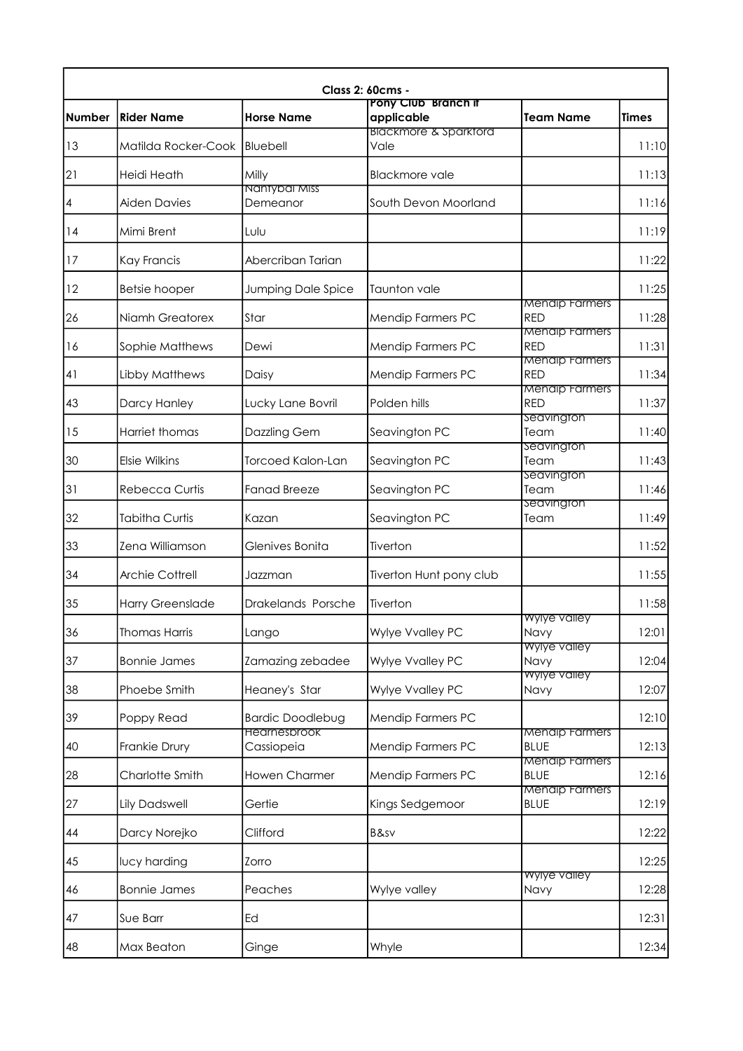| Class 2: 60cms - | | | | | |
|---|---|---|---|---|---|
| **Number** | **Rider Name** | **Horse Name** | **Pony Club Branch if applicable** | **Team Name** | **Times** |
| 13 | Matilda Rocker-Cook | Bluebell | Blackmore & Sparkford Vale | | 11:10 |
| 21 | Heidi Heath | Milly | Blackmore vale | | 11:13 |
| 4 | Aiden Davies | Nantybai Miss Demeanor | South Devon Moorland | | 11:16 |
| 14 | Mimi Brent | Lulu | | | 11:19 |
| 17 | Kay Francis | Abercriban Tarian | | | 11:22 |
| 12 | Betsie hooper | Jumping Dale Spice | Taunton vale | | 11:25 |
| 26 | Niamh Greatorex | Star | Mendip Farmers PC | Mendip Farmers RED | 11:28 |
| 16 | Sophie Matthews | Dewi | Mendip Farmers PC | Mendip Farmers RED | 11:31 |
| 41 | Libby Matthews | Daisy | Mendip Farmers PC | Mendip Farmers RED | 11:34 |
| 43 | Darcy Hanley | Lucky Lane Bovril | Polden hills | Mendip Farmers RED | 11:37 |
| 15 | Harriet thomas | Dazzling Gem | Seavington PC | Seavington Team | 11:40 |
| 30 | Elsie Wilkins | Torcoed Kalon-Lan | Seavington PC | Seavington Team | 11:43 |
| 31 | Rebecca Curtis | Fanad Breeze | Seavington PC | Seavington Team | 11:46 |
| 32 | Tabitha Curtis | Kazan | Seavington PC | Seavington Team | 11:49 |
| 33 | Zena Williamson | Glenives Bonita | Tiverton | | 11:52 |
| 34 | Archie Cottrell | Jazzman | Tiverton Hunt pony club | | 11:55 |
| 35 | Harry Greenslade | Drakelands Porsche | Tiverton | | 11:58 |
| 36 | Thomas Harris | Lango | Wylye Vvalley PC | Wylye valley Navy | 12:01 |
| 37 | Bonnie James | Zamazing zebadee | Wylye Vvalley PC | Wylye valley Navy | 12:04 |
| 38 | Phoebe Smith | Heaney's Star | Wylye Vvalley PC | Wylye valley Navy | 12:07 |
| 39 | Poppy Read | Bardic Doodlebug | Mendip Farmers PC | | 12:10 |
| 40 | Frankie Drury | Hearnesbrook Cassiopeia | Mendip Farmers PC | Mendip Farmers BLUE | 12:13 |
| 28 | Charlotte Smith | Howen Charmer | Mendip Farmers PC | Mendip Farmers BLUE | 12:16 |
| 27 | Lily Dadswell | Gertie | Kings Sedgemoor | Mendip Farmers BLUE | 12:19 |
| 44 | Darcy Norejko | Clifford | B&sv | | 12:22 |
| 45 | lucy harding | Zorro | | | 12:25 |
| 46 | Bonnie James | Peaches | Wylye valley | Wylye valley Navy | 12:28 |
| 47 | Sue Barr | Ed | | | 12:31 |
| 48 | Max Beaton | Ginge | Whyle | | 12:34 |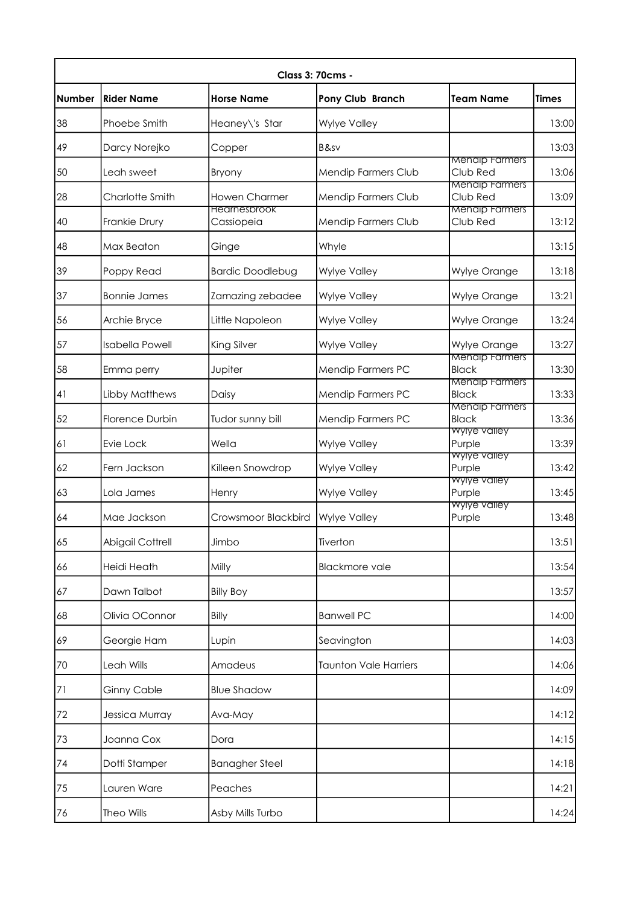| Class 3: 70cms - | | | | | |
|---|---|---|---|---|---|
| **Number** | **Rider Name** | **Horse Name** | **Pony Club Branch** | **Team Name** | **Times** |
| 38 | Phoebe Smith | Heaney\'s Star | Wylye Valley | | 13:00 |
| 49 | Darcy Norejko | Copper | B&sv | | 13:03 |
| 50 | Leah sweet | Bryony | Mendip Farmers Club | Mendip Farmers Club Red | 13:06 |
| 28 | Charlotte Smith | Howen Charmer | Mendip Farmers Club | Mendip Farmers Club Red | 13:09 |
| 40 | Frankie Drury | Hearnesbrook Cassiopeia | Mendip Farmers Club | Mendip Farmers Club Red | 13:12 |
| 48 | Max Beaton | Ginge | Whyle | | 13:15 |
| 39 | Poppy Read | Bardic Doodlebug | Wylye Valley | Wylye Orange | 13:18 |
| 37 | Bonnie James | Zamazing zebadee | Wylye Valley | Wylye Orange | 13:21 |
| 56 | Archie Bryce | Little Napoleon | Wylye Valley | Wylye Orange | 13:24 |
| 57 | Isabella Powell | King Silver | Wylye Valley | Wylye Orange | 13:27 |
| 58 | Emma perry | Jupiter | Mendip Farmers PC | Mendip Farmers Black | 13:30 |
| 41 | Libby Matthews | Daisy | Mendip Farmers PC | Mendip Farmers Black | 13:33 |
| 52 | Florence Durbin | Tudor sunny bill | Mendip Farmers PC | Mendip Farmers Black | 13:36 |
| 61 | Evie Lock | Wella | Wylye Valley | Wylye valley Purple | 13:39 |
| 62 | Fern Jackson | Killeen Snowdrop | Wylye Valley | Wylye valley Purple | 13:42 |
| 63 | Lola James | Henry | Wylye Valley | Wylye valley Purple | 13:45 |
| 64 | Mae Jackson | Crowsmoor Blackbird | Wylye Valley | Wylye valley Purple | 13:48 |
| 65 | Abigail Cottrell | Jimbo | Tiverton | | 13:51 |
| 66 | Heidi Heath | Milly | Blackmore vale | | 13:54 |
| 67 | Dawn Talbot | Billy Boy | | | 13:57 |
| 68 | Olivia OConnor | Billy | Banwell PC | | 14:00 |
| 69 | Georgie Ham | Lupin | Seavington | | 14:03 |
| 70 | Leah Wills | Amadeus | Taunton Vale Harriers | | 14:06 |
| 71 | Ginny Cable | Blue Shadow | | | 14:09 |
| 72 | Jessica Murray | Ava-May | | | 14:12 |
| 73 | Joanna Cox | Dora | | | 14:15 |
| 74 | Dotti Stamper | Banagher Steel | | | 14:18 |
| 75 | Lauren Ware | Peaches | | | 14:21 |
| 76 | Theo Wills | Asby Mills Turbo | | | 14:24 |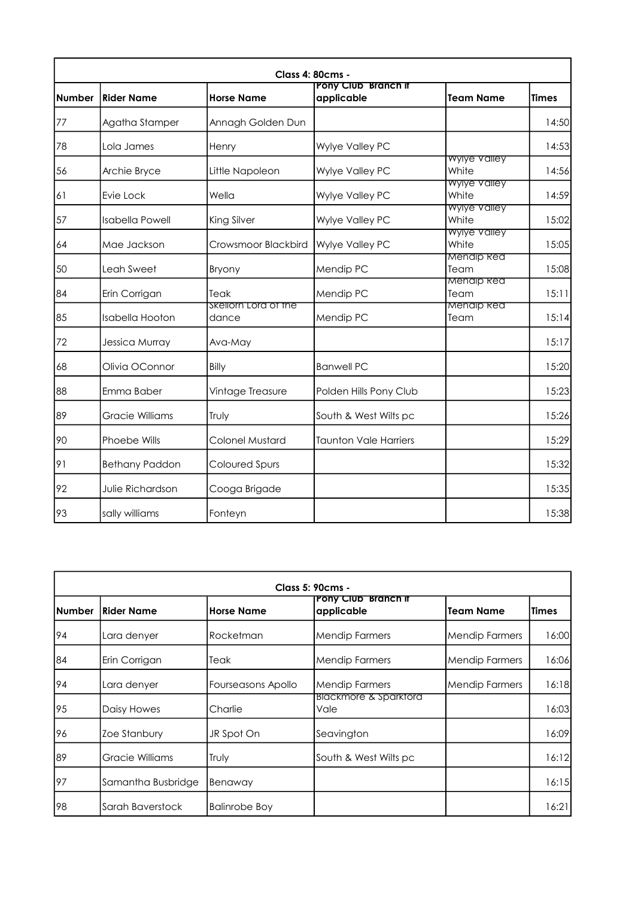| Class 4: 80cms - | | | | | |
|---|---|---|---|---|---|
| **Number** | **Rider Name** | **Horse Name** | **Pony Club Branch if applicable** | **Team Name** | **Times** |
| 77 | Agatha Stamper | Annagh Golden Dun | | | 14:50 |
| 78 | Lola James | Henry | Wylye Valley PC | | 14:53 |
| 56 | Archie Bryce | Little Napoleon | Wylye Valley PC | Wylye Valley White | 14:56 |
| 61 | Evie Lock | Wella | Wylye Valley PC | Wylye Valley White | 14:59 |
| 57 | Isabella Powell | King Silver | Wylye Valley PC | Wylye Valley White | 15:02 |
| 64 | Mae Jackson | Crowsmoor Blackbird | Wylye Valley PC | Wylye Valley White | 15:05 |
| 50 | Leah Sweet | Bryony | Mendip PC | Mendip Red Team | 15:08 |
| 84 | Erin Corrigan | Teak | Mendip PC | Mendip Red Team | 15:11 |
| 85 | Isabella Hooton | Skellorn Lord of the dance | Mendip PC | Mendip Red Team | 15:14 |
| 72 | Jessica Murray | Ava-May | | | 15:17 |
| 68 | Olivia OConnor | Billy | Banwell PC | | 15:20 |
| 88 | Emma Baber | Vintage Treasure | Polden Hills Pony Club | | 15:23 |
| 89 | Gracie Williams | Truly | South & West Wilts pc | | 15:26 |
| 90 | Phoebe Wills | Colonel Mustard | Taunton Vale Harriers | | 15:29 |
| 91 | Bethany Paddon | Coloured Spurs | | | 15:32 |
| 92 | Julie Richardson | Cooga Brigade | | | 15:35 |
| 93 | sally williams | Fonteyn | | | 15:38 |

| Class 5: 90cms - | | | | | |
|---|---|---|---|---|---|
| **Number** | **Rider Name** | **Horse Name** | **Pony Club Branch if applicable** | **Team Name** | **Times** |
| 94 | Lara denyer | Rocketman | Mendip Farmers | Mendip Farmers | 16:00 |
| 84 | Erin Corrigan | Teak | Mendip Farmers | Mendip Farmers | 16:06 |
| 94 | Lara denyer | Fourseasons Apollo | Mendip Farmers | Mendip Farmers | 16:18 |
| 95 | Daisy Howes | Charlie | Blackmore & Sparkford Vale | | 16:03 |
| 96 | Zoe Stanbury | JR Spot On | Seavington | | 16:09 |
| 89 | Gracie Williams | Truly | South & West Wilts pc | | 16:12 |
| 97 | Samantha Busbridge | Benaway | | | 16:15 |
| 98 | Sarah Baverstock | Balinrobe Boy | | | 16:21 |